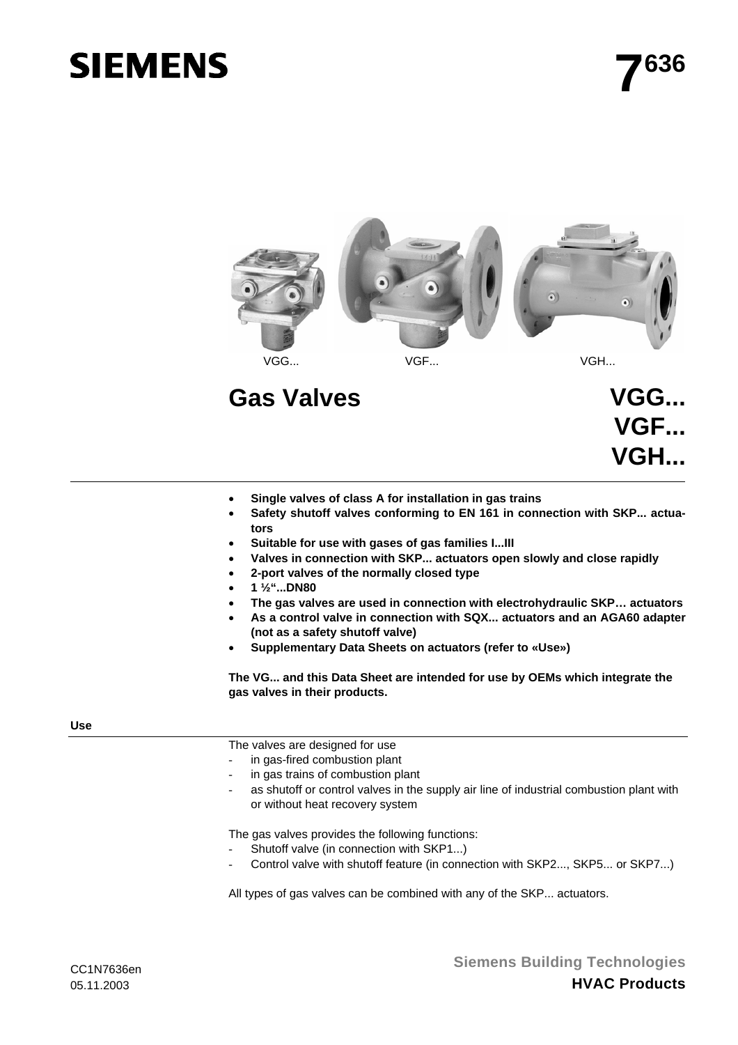SIEMENS

# 7[636]

VGG... VGF... VGH...

# Gas Valves

## VGG... VGF... VGH...

- **Single valves of class A for installation in gas trains**
- **Safety shutoff valves conforming to EN 161 in connection with SKP... actuators**
- **Suitable for use with gases of gas families I...III**
- **Valves in connection with SKP... actuators open slowly and close rapidly**
- **2-port valves of the normally closed type**
- **1 ½"...DN80**
- **The gas valves are used in connection with electrohydraulic SKP… actuators**
- **As a control valve in connection with SQX... actuators and an AGA60 adapter (not as a safety shutoff valve)**
- **Supplementary Data Sheets on actuators (refer to «Use»)**

**The VG... and this Data Sheet are intended for use by OEMs which integrate the gas valves in their products.**

## Use

The valves are designed for use
- in gas-fired combustion plant
- in gas trains of combustion plant
- as shutoff or control valves in the supply air line of industrial combustion plant with or without heat recovery system

The gas valves provides the following functions:
- Shutoff valve (in connection with SKP1...)
- Control valve with shutoff feature (in connection with SKP2..., SKP5... or SKP7...)

All types of gas valves can be combined with any of the SKP... actuators.

CC1N7636en
05.11.2003

**Siemens Building Technologies**
**HVAC Products**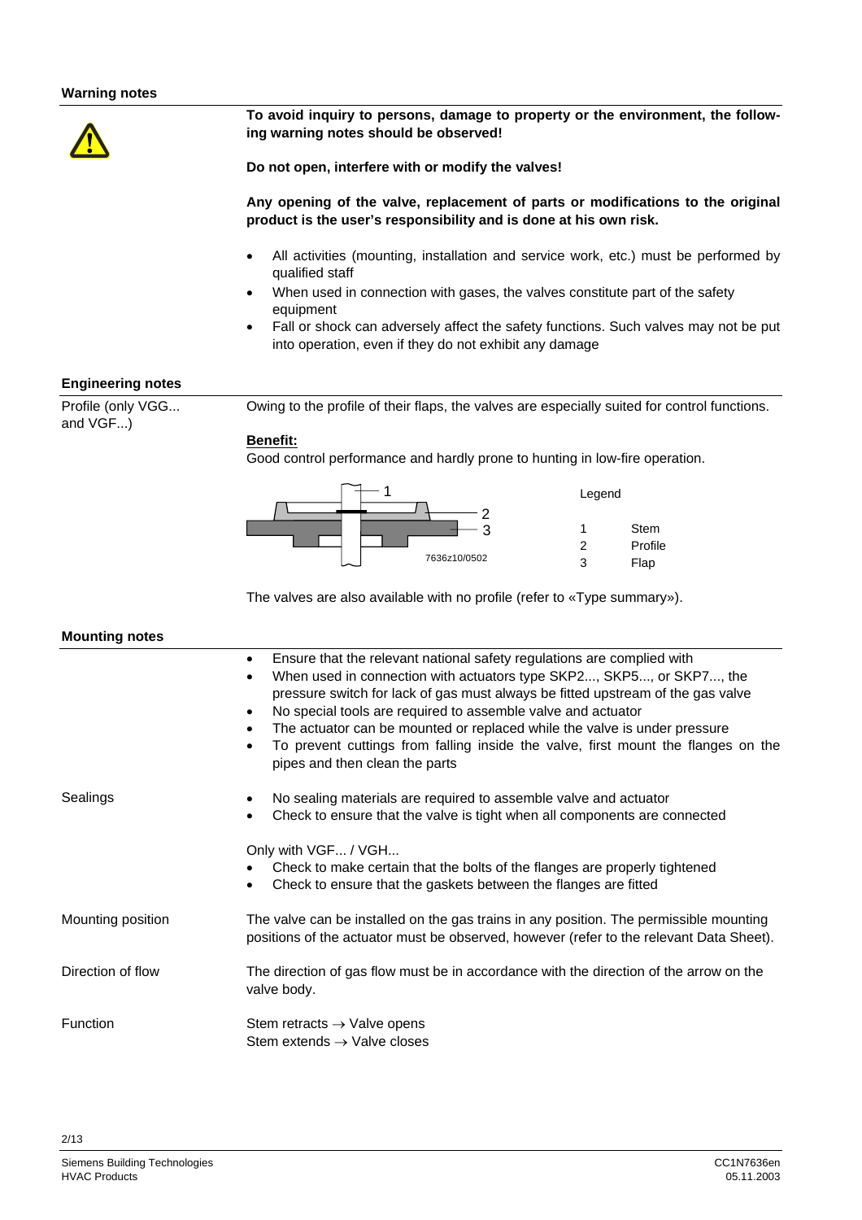## Warning notes

**To avoid inquiry to persons, damage to property or the environment, the following warning notes should be observed!**

**Do not open, interfere with or modify the valves!**

**Any opening of the valve, replacement of parts or modifications to the original product is the user's responsibility and is done at his own risk.**

- All activities (mounting, installation and service work, etc.) must be performed by qualified staff
- When used in connection with gases, the valves constitute part of the safety equipment
- Fall or shock can adversely affect the safety functions. Such valves may not be put into operation, even if they do not exhibit any damage

## Engineering notes

**Profile (only VGG... and VGF...)**

Owing to the profile of their flaps, the valves are especially suited for control functions.

**Benefit:**
Good control performance and hardly prone to hunting in low-fire operation.

7636z10/0502

Legend

| | |
|---|---|
| 1 | Stem |
| 2 | Profile |
| 3 | Flap |

The valves are also available with no profile (refer to «Type summary»).

## Mounting notes

- Ensure that the relevant national safety regulations are complied with
- When used in connection with actuators type SKP2..., SKP5..., or SKP7..., the pressure switch for lack of gas must always be fitted upstream of the gas valve
- No special tools are required to assemble valve and actuator
- The actuator can be mounted or replaced while the valve is under pressure
- To prevent cuttings from falling inside the valve, first mount the flanges on the pipes and then clean the parts

**Sealings**

- No sealing materials are required to assemble valve and actuator
- Check to ensure that the valve is tight when all components are connected

Only with VGF... / VGH...

- Check to make certain that the bolts of the flanges are properly tightened
- Check to ensure that the gaskets between the flanges are fitted

**Mounting position**

The valve can be installed on the gas trains in any position. The permissible mounting positions of the actuator must be observed, however (refer to the relevant Data Sheet).

**Direction of flow**

The direction of gas flow must be in accordance with the direction of the arrow on the valve body.

**Function**

Stem retracts → Valve opens
Stem extends → Valve closes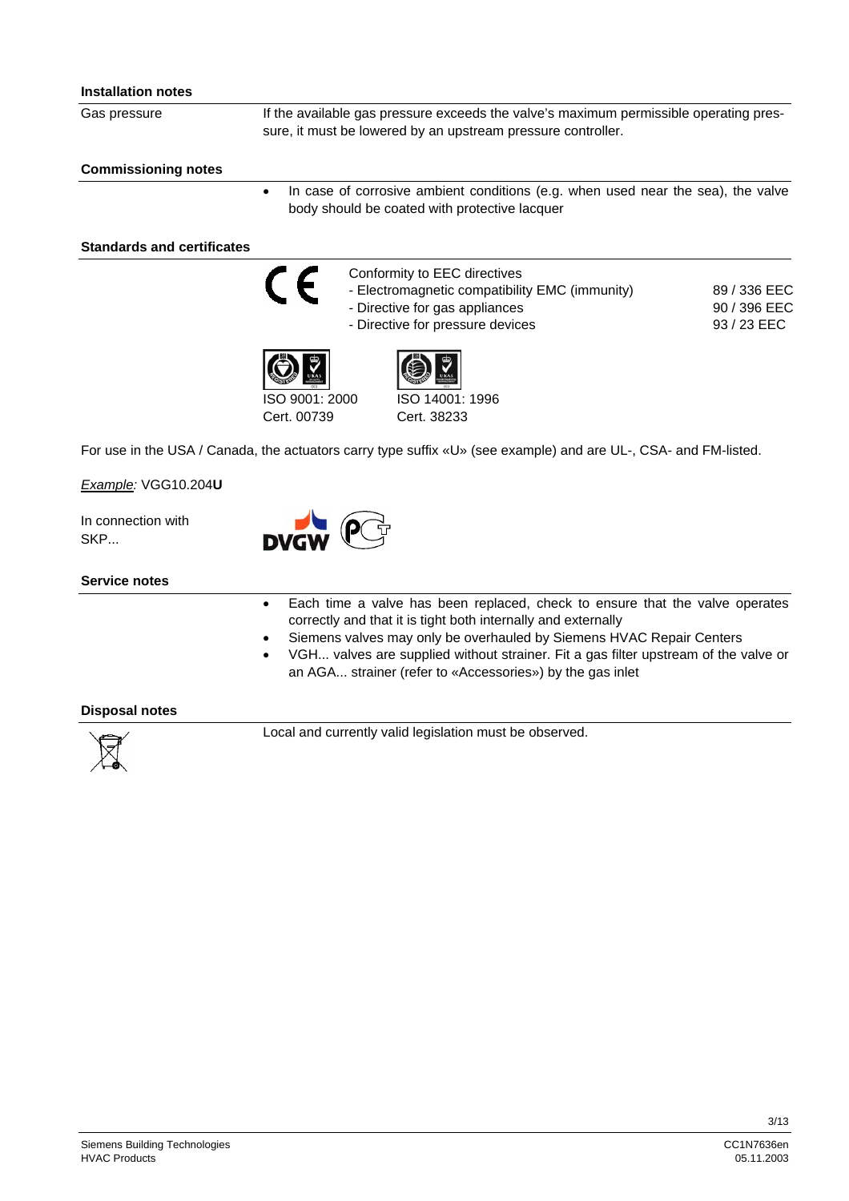### Installation notes

Gas pressure

If the available gas pressure exceeds the valve's maximum permissible operating pressure, it must be lowered by an upstream pressure controller.

### Commissioning notes

- In case of corrosive ambient conditions (e.g. when used near the sea), the valve body should be coated with protective lacquer

### Standards and certificates

CE

Conformity to EEC directives

| | |
|---|---|
| - Electromagnetic compatibility EMC (immunity) | 89 / 336 EEC |
| - Directive for gas appliances | 90 / 396 EEC |
| - Directive for pressure devices | 93 / 23 EEC |

ISO 9001: 2000
Cert. 00739

ISO 14001: 1996
Cert. 38233

For use in the USA / Canada, the actuators carry type suffix «U» (see example) and are UL-, CSA- and FM-listed.

*Example:* VGG10.204**U**

In connection with SKP...

DVGW

### Service notes

- Each time a valve has been replaced, check to ensure that the valve operates correctly and that it is tight both internally and externally
- Siemens valves may only be overhauled by Siemens HVAC Repair Centers
- VGH... valves are supplied without strainer. Fit a gas filter upstream of the valve or an AGA... strainer (refer to «Accessories») by the gas inlet

### Disposal notes

Local and currently valid legislation must be observed.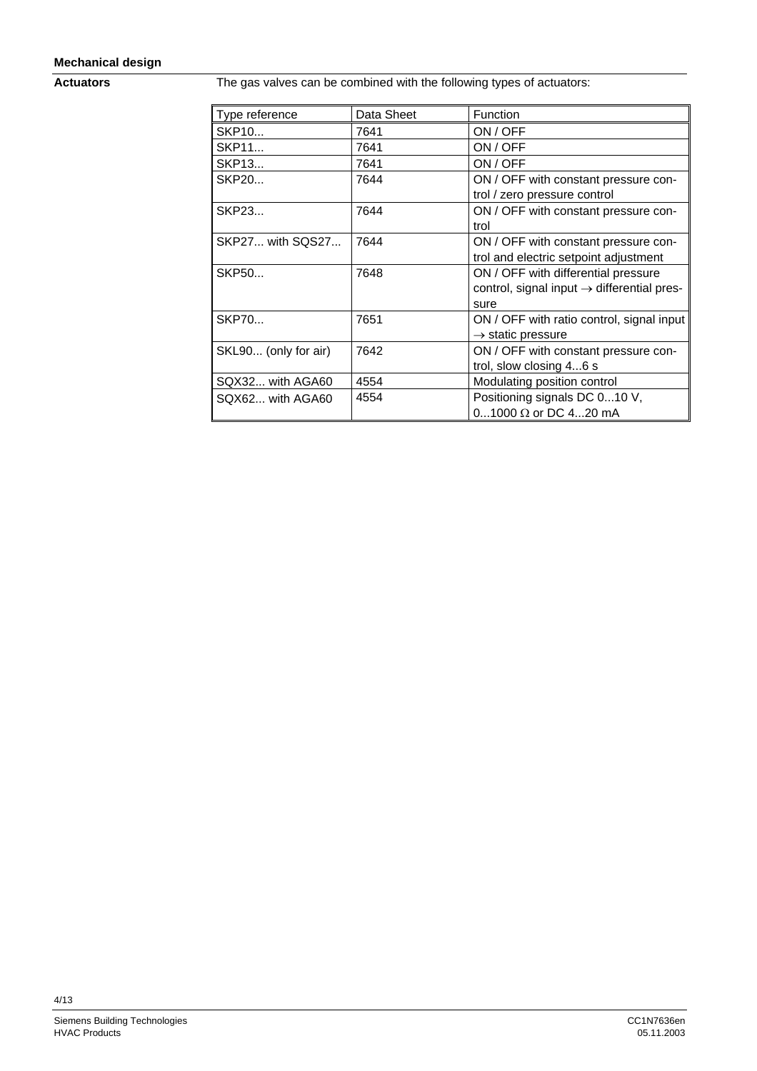## Mechanical design

**Actuators**

The gas valves can be combined with the following types of actuators:

| Type reference | Data Sheet | Function |
|---|---|---|
| SKP10... | 7641 | ON / OFF |
| SKP11... | 7641 | ON / OFF |
| SKP13... | 7641 | ON / OFF |
| SKP20... | 7644 | ON / OFF with constant pressure control / zero pressure control |
| SKP23... | 7644 | ON / OFF with constant pressure control |
| SKP27... with SQS27... | 7644 | ON / OFF with constant pressure control and electric setpoint adjustment |
| SKP50... | 7648 | ON / OFF with differential pressure control, signal input → differential pressure |
| SKP70... | 7651 | ON / OFF with ratio control, signal input → static pressure |
| SKL90... (only for air) | 7642 | ON / OFF with constant pressure control, slow closing 4...6 s |
| SQX32... with AGA60 | 4554 | Modulating position control |
| SQX62... with AGA60 | 4554 | Positioning signals DC 0...10 V, 0...1000 Ω or DC 4...20 mA |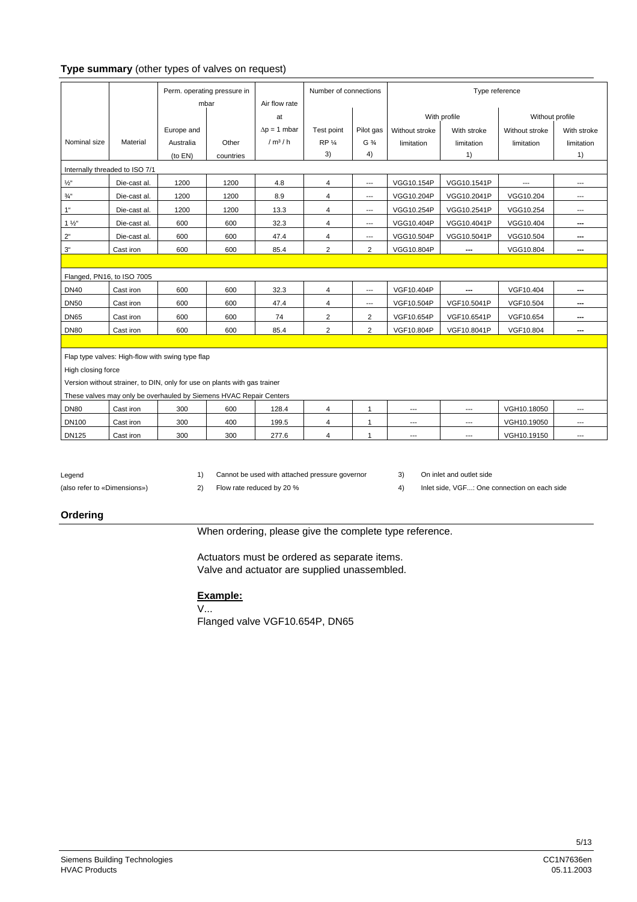## **Type summary** (other types of valves on request)

| Nominal size | Material | Perm. operating pressure in mbar | | Air flow rate at $\Delta p$ = 1 mbar / m³ / h | Number of connections | | Type reference | | | |
|---|---|---|---|---|---|---|---|---|---|---|
| | | | | | | | With profile | | Without profile | |
| | | Europe and Australia (to EN) | Other countries | | Test point RP ¼ 3) | Pilot gas G ¾ 4) | Without stroke limitation | With stroke limitation 1) | Without stroke limitation | With stroke limitation 1) |
| Internally threaded to ISO 7/1 | | | | | | | | | | |
| ½" | Die-cast al. | 1200 | 1200 | 4.8 | 4 | --- | VGG10.154P | VGG10.1541P | --- | --- |
| ¾" | Die-cast al. | 1200 | 1200 | 8.9 | 4 | --- | VGG10.204P | VGG10.2041P | VGG10.204 | --- |
| 1" | Die-cast al. | 1200 | 1200 | 13.3 | 4 | --- | VGG10.254P | VGG10.2541P | VGG10.254 | --- |
| 1 ½" | Die-cast al. | 600 | 600 | 32.3 | 4 | --- | VGG10.404P | VGG10.4041P | VGG10.404 | --- |
| 2" | Die-cast al. | 600 | 600 | 47.4 | 4 | --- | VGG10.504P | VGG10.5041P | VGG10.504 | --- |
| 3" | Cast iron | 600 | 600 | 85.4 | 2 | 2 | VGG10.804P | --- | VGG10.804 | --- |
| | | | | | | | | | | |
| Flanged, PN16, to ISO 7005 | | | | | | | | | | |
| DN40 | Cast iron | 600 | 600 | 32.3 | 4 | --- | VGF10.404P | --- | VGF10.404 | --- |
| DN50 | Cast iron | 600 | 600 | 47.4 | 4 | --- | VGF10.504P | VGF10.5041P | VGF10.504 | --- |
| DN65 | Cast iron | 600 | 600 | 74 | 2 | 2 | VGF10.654P | VGF10.6541P | VGF10.654 | --- |
| DN80 | Cast iron | 600 | 600 | 85.4 | 2 | 2 | VGF10.804P | VGF10.8041P | VGF10.804 | --- |
| | | | | | | | | | | |
| Flap type valves: High-flow with swing type flap | | | | | | | | | | |
| High closing force | | | | | | | | | | |
| Version without strainer, to DIN, only for use on plants with gas trainer | | | | | | | | | | |
| These valves may only be overhauled by Siemens HVAC Repair Centers | | | | | | | | | | |
| DN80 | Cast iron | 300 | 600 | 128.4 | 4 | 1 | --- | --- | VGH10.18050 | --- |
| DN100 | Cast iron | 300 | 400 | 199.5 | 4 | 1 | --- | --- | VGH10.19050 | --- |
| DN125 | Cast iron | 300 | 300 | 277.6 | 4 | 1 | --- | --- | VGH10.19150 | --- |

Legend (also refer to «Dimensions»)

1) Cannot be used with attached pressure governor
2) Flow rate reduced by 20 %
3) On inlet and outlet side
4) Inlet side, VGF...: One connection on each side

## **Ordering**

When ordering, please give the complete type reference.

Actuators must be ordered as separate items.
Valve and actuator are supplied unassembled.

**Example:**

V...
Flanged valve VGF10.654P, DN65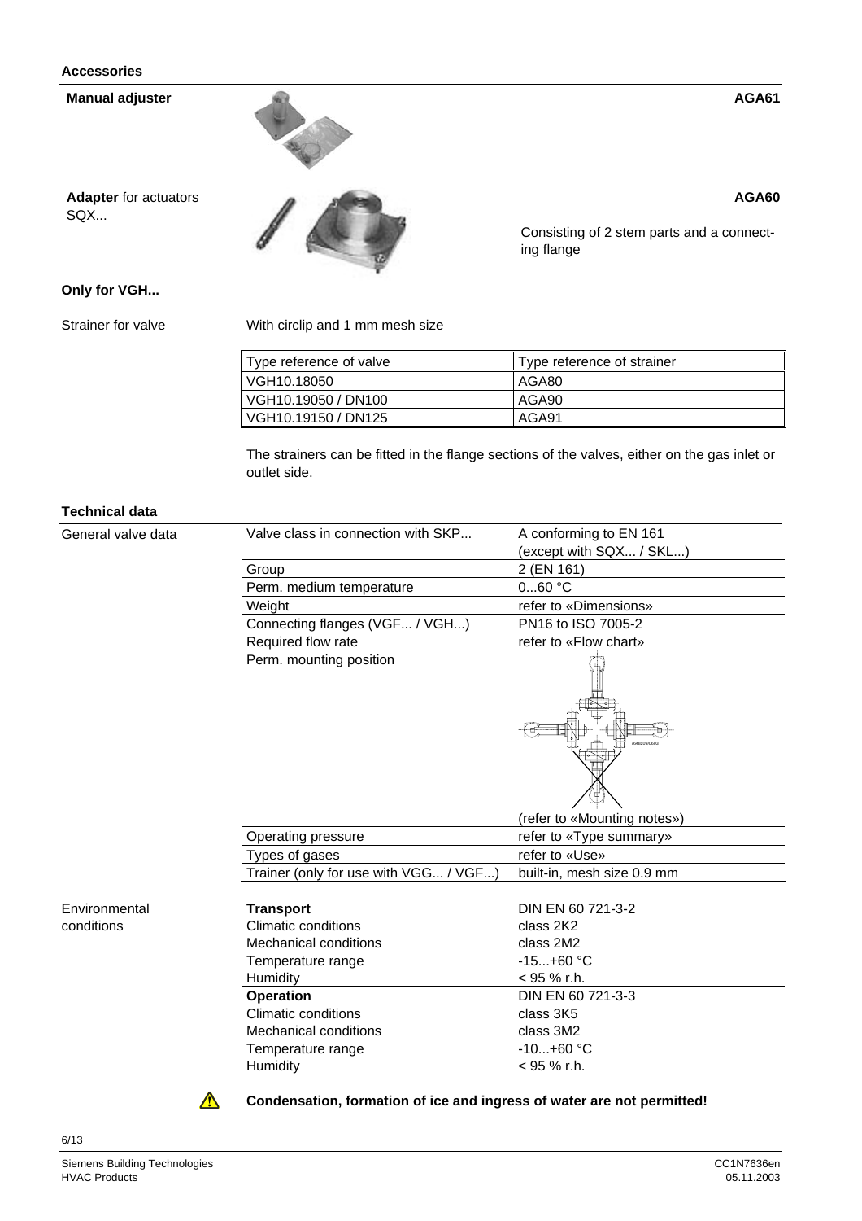## Accessories

**Manual adjuster** **AGA61**

**Adapter** for actuators SQX... **AGA60**

Consisting of 2 stem parts and a connecting flange

### Only for VGH...

Strainer for valve

With circlip and 1 mm mesh size

| Type reference of valve | Type reference of strainer |
|---|---|
| VGH10.18050 | AGA80 |
| VGH10.19050 / DN100 | AGA90 |
| VGH10.19150 / DN125 | AGA91 |

The strainers can be fitted in the flange sections of the valves, either on the gas inlet or outlet side.

## Technical data

General valve data

| | |
|---|---|
| Valve class in connection with SKP... | A conforming to EN 161 (except with SQX... / SKL...) |
| Group | 2 (EN 161) |
| Perm. medium temperature | 0...60 °C |
| Weight | refer to «Dimensions» |
| Connecting flanges (VGF... / VGH...) | PN16 to ISO 7005-2 |
| Required flow rate | refer to «Flow chart» |
| Perm. mounting position | (refer to «Mounting notes») |
| Operating pressure | refer to «Type summary» |
| Types of gases | refer to «Use» |
| Trainer (only for use with VGG... / VGF...) | built-in, mesh size 0.9 mm |

Environmental conditions

| | |
|---|---|
| **Transport** | DIN EN 60 721-3-2 |
| Climatic conditions | class 2K2 |
| Mechanical conditions | class 2M2 |
| Temperature range | -15...+60 °C |
| Humidity | < 95 % r.h. |
| **Operation** | DIN EN 60 721-3-3 |
| Climatic conditions | class 3K5 |
| Mechanical conditions | class 3M2 |
| Temperature range | -10...+60 °C |
| Humidity | < 95 % r.h. |

⚠ **Condensation, formation of ice and ingress of water are not permitted!**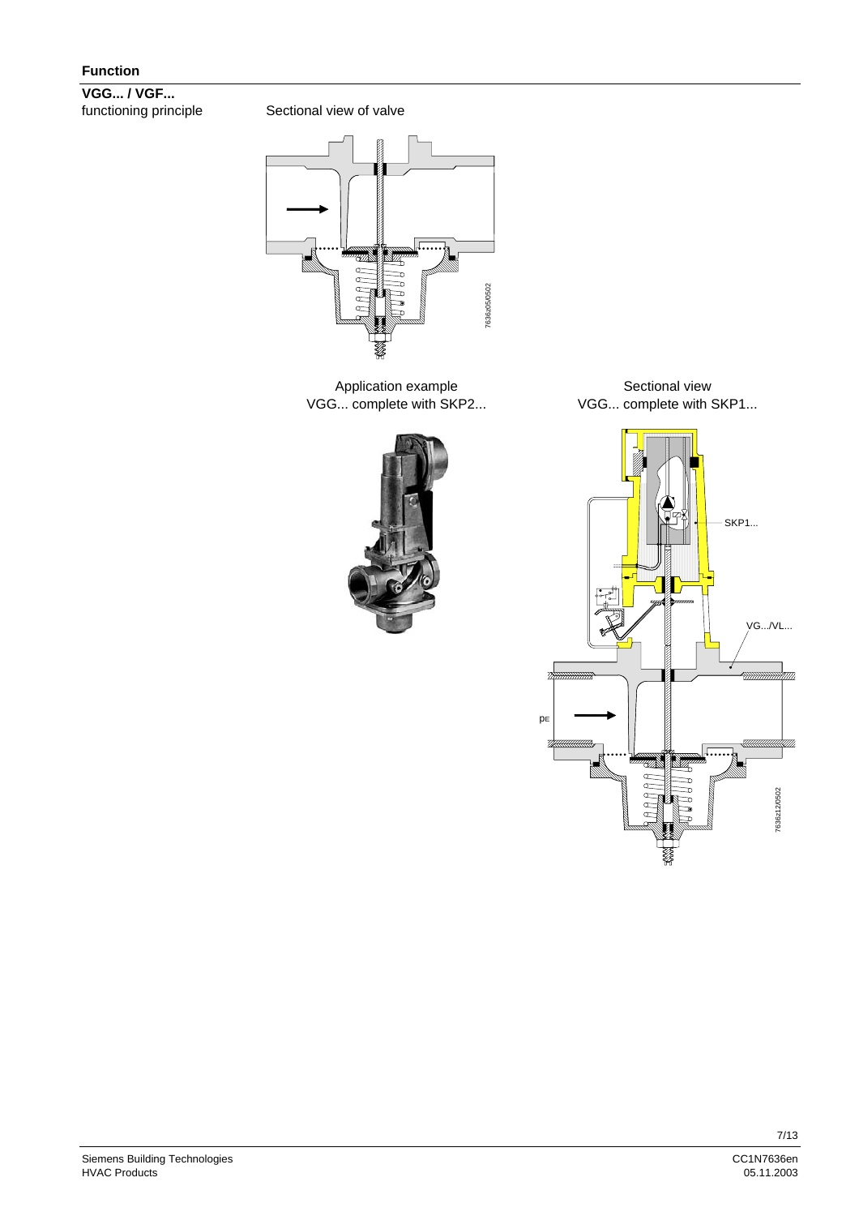## Function

**VGG... / VGF...**
functioning principle

Sectional view of valve

Application example
VGG... complete with SKP2...

Sectional view
VGG... complete with SKP1...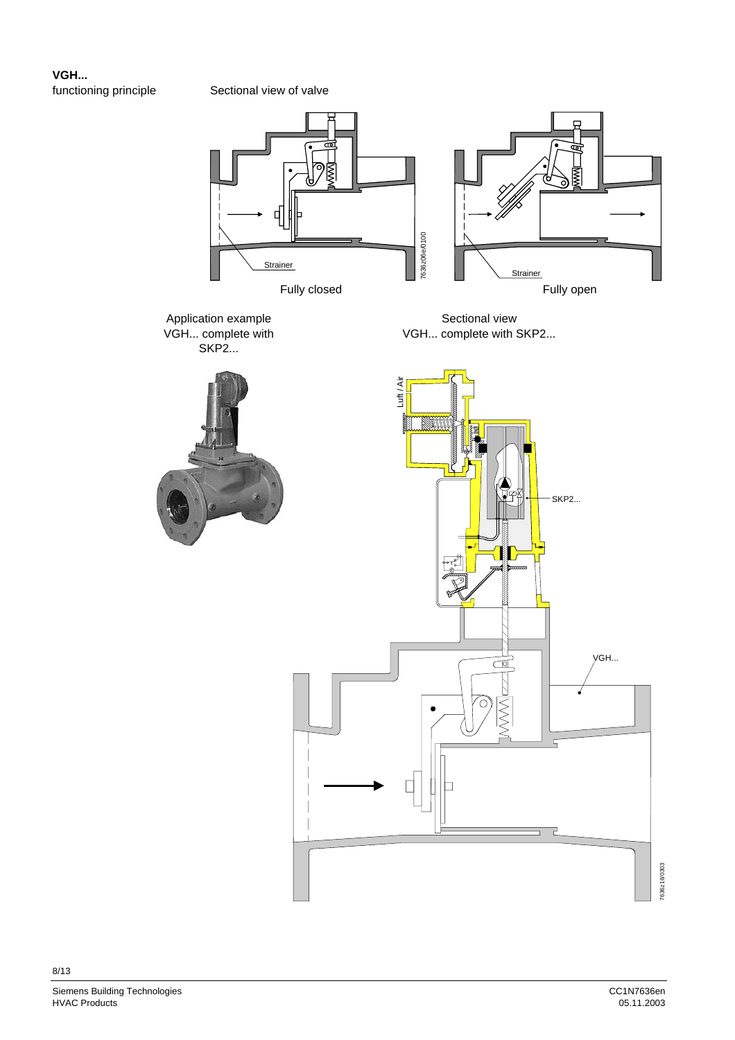**VGH...**

functioning principle

Sectional view of valve

Strainer

Fully closed

Strainer

Fully open

Application example VGH... complete with SKP2...

Sectional view VGH... complete with SKP2...

Luft / Air

SKP2...

VGH...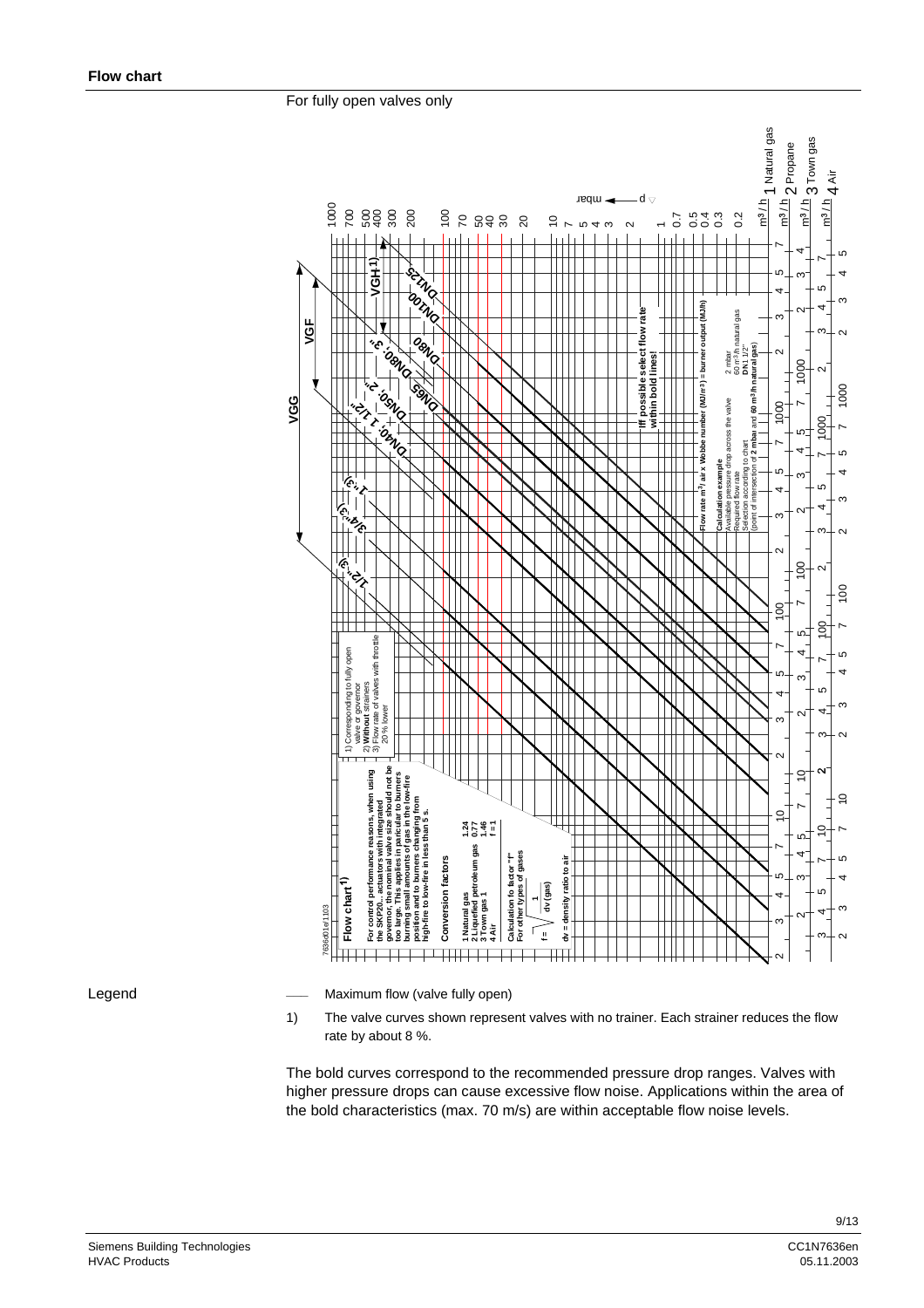## Flow chart

For fully open valves only

Flow chart[1)]

For control performance reasons, when using the SKP20... actuators with integrated governor, the nominal valve size should not be too large. This applies in particular to burners burning small amounts of gas in the low-fire position and to burners changing from high-fire to low-fire in less than 5 s.

1) Corresponding to fully open valve or governor
2) Without strainers
3) Flow rate of valves with throttle 20 % lower

Conversion factors

| | |
|---|---|
| 1 Natural gas | 1.24 |
| 2 Liquefied petroleum gas | 0.77 |
| 3 Town gas 1 | 1.46 |
| 4 Air | f = 1 |

Calculation to factor "f" for other types of gases

$$f = \sqrt{\frac{1}{dv\ (gas)}}$$

dv = density ratio to air

If possible select flow rate within bold lines!

Flow rate m³/h air x Wobbe number (MJ/m³) = burner output (MJ/h)

Calculation example
Available pressure drop across the valve: 2 mbar
Required flow rate: 60 m³/h natural gas
Selection according to chart: DN 1 1/2"
(point of intersection of 2 mbar and 60 m³/h natural gas)

Legend

—— Maximum flow (valve fully open)

1) The valve curves shown represent valves with no trainer. Each strainer reduces the flow rate by about 8 %.

The bold curves correspond to the recommended pressure drop ranges. Valves with higher pressure drops can cause excessive flow noise. Applications within the area of the bold characteristics (max. 70 m/s) are within acceptable flow noise levels.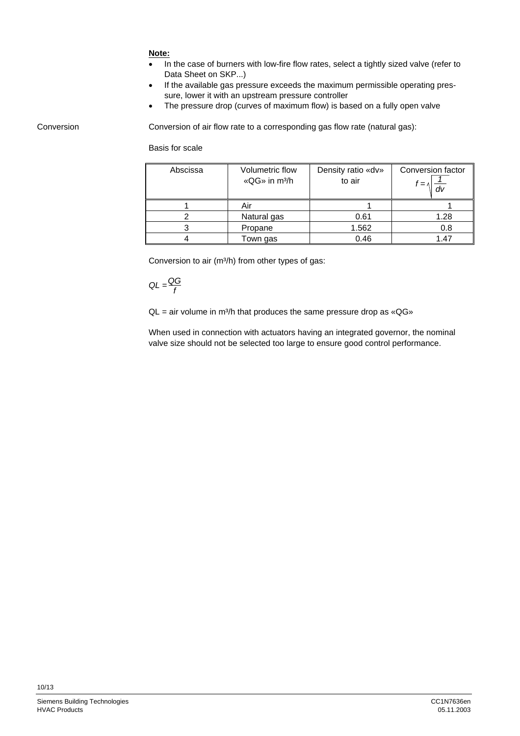**Note:**

- In the case of burners with low-fire flow rates, select a tightly sized valve (refer to Data Sheet on SKP...)
- If the available gas pressure exceeds the maximum permissible operating pressure, lower it with an upstream pressure controller
- The pressure drop (curves of maximum flow) is based on a fully open valve

Conversion

Conversion of air flow rate to a corresponding gas flow rate (natural gas):

Basis for scale

| Abscissa | Volumetric flow «QG» in m³/h | Density ratio «dv» to air | Conversion factor $f = \sqrt{\frac{1}{dv}}$ |
|---|---|---|---|
| 1 | Air | 1 | 1 |
| 2 | Natural gas | 0.61 | 1.28 |
| 3 | Propane | 1.562 | 0.8 |
| 4 | Town gas | 0.46 | 1.47 |

Conversion to air (m³/h) from other types of gas:

$$QL = \frac{QG}{f}$$

QL = air volume in m³/h that produces the same pressure drop as «QG»

When used in connection with actuators having an integrated governor, the nominal valve size should not be selected too large to ensure good control performance.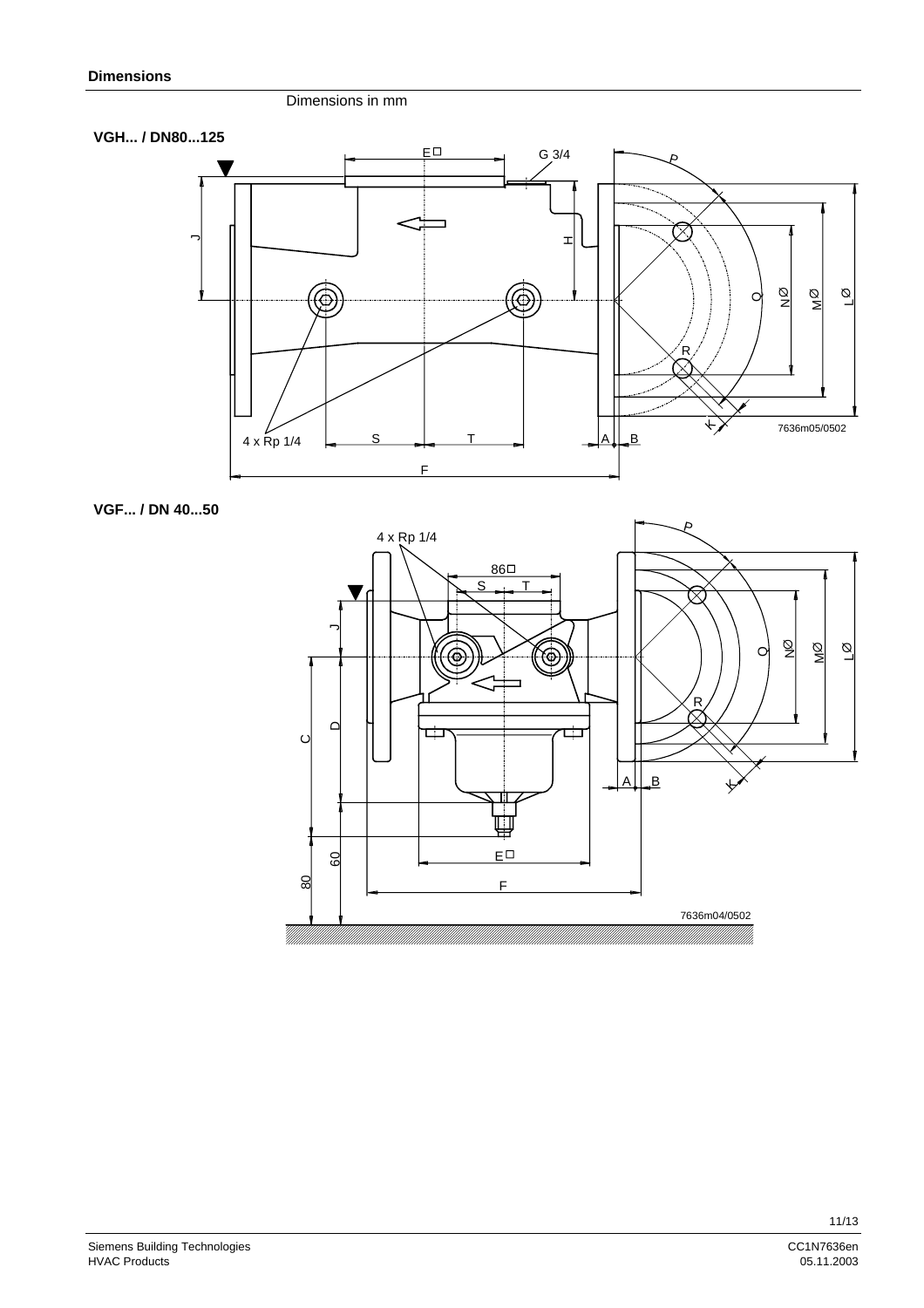## Dimensions

Dimensions in mm

**VGH... / DN80...125**

**VGF... / DN 40...50**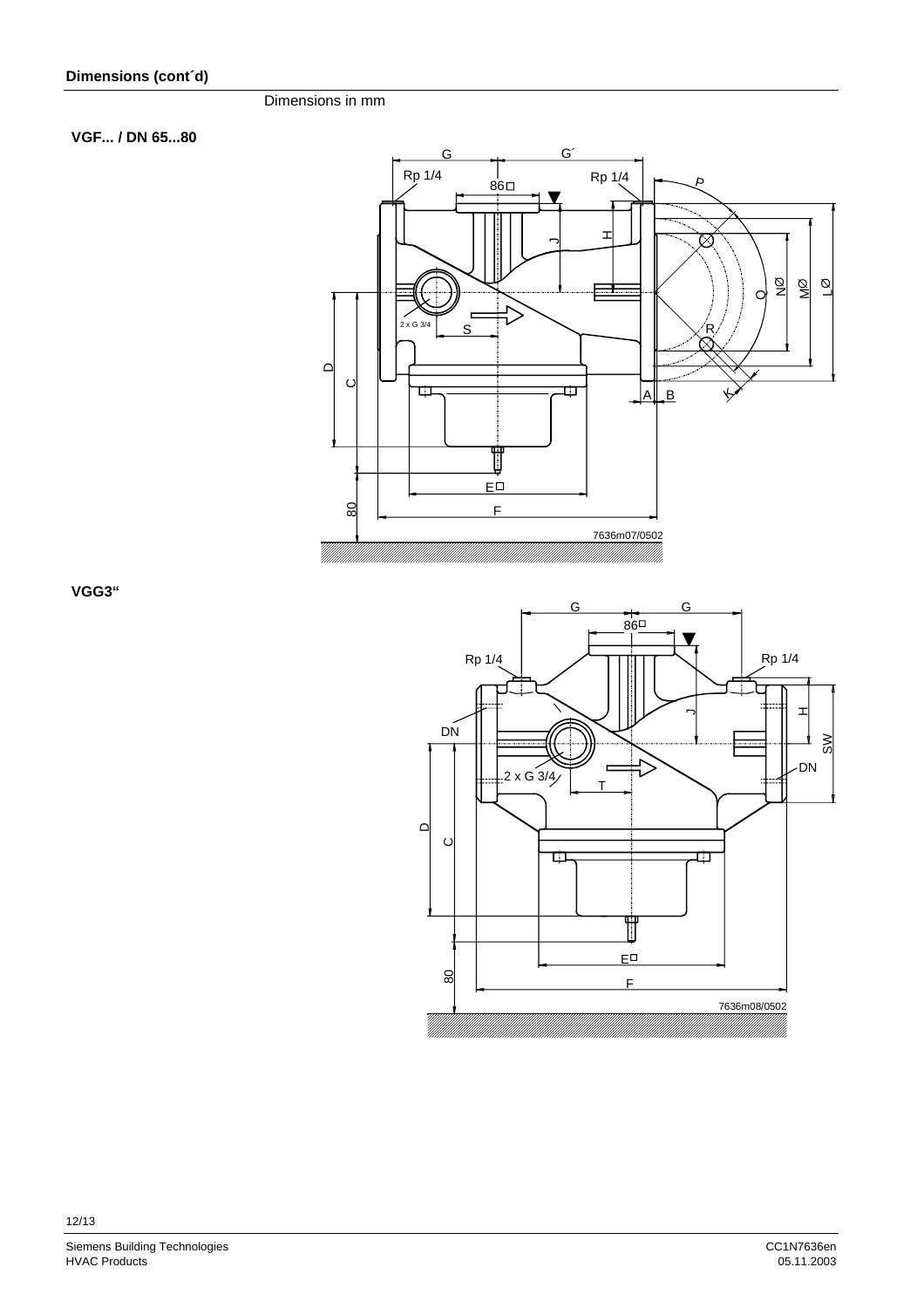**Dimensions (cont´d)**

Dimensions in mm

**VGF... / DN 65...80**

G G´ Rp 1/4 86□ Rp 1/4 P J H Q NØ MØ LØ 2 x G 3/4 S R D C A B K E□ 80 F

7636m07/0502

**VGG3“**

G G 86□ Rp 1/4 Rp 1/4 DN J H SW DN 2 x G 3/4 T D C E□ 80 F

7636m08/0502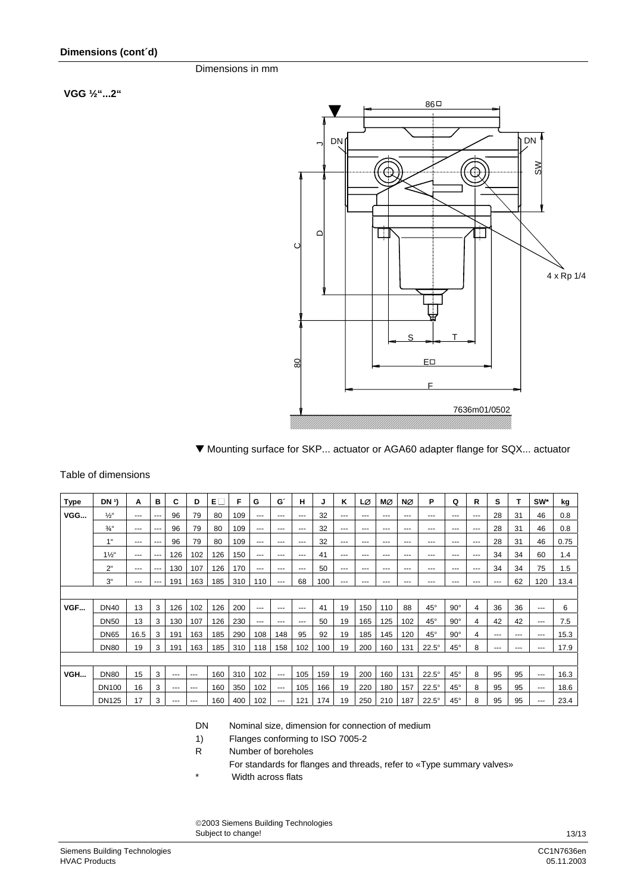**Dimensions (cont´d)**

Dimensions in mm

**VGG ½"...2"**

86 ◻
DN
J
DN
SW
C
D
4 x Rp 1/4
S
T
E◻
80
F
7636m01/0502

▼ Mounting surface for SKP... actuator or AGA60 adapter flange for SQX... actuator

Table of dimensions

| Type | DN ¹) | A | B | C | D | E ◻ | F | G | G´ | H | J | K | L∅ | M∅ | N∅ | P | Q | R | S | T | SW* | kg |
|---|---|---|---|---|---|---|---|---|---|---|---|---|---|---|---|---|---|---|---|---|---|---|
| VGG... | ½" | --- | --- | 96 | 79 | 80 | 109 | --- | --- | --- | 32 | --- | --- | --- | --- | --- | --- | --- | 28 | 31 | 46 | 0.8 |
| | ¾" | --- | --- | 96 | 79 | 80 | 109 | --- | --- | --- | 32 | --- | --- | --- | --- | --- | --- | --- | 28 | 31 | 46 | 0.8 |
| | 1" | --- | --- | 96 | 79 | 80 | 109 | --- | --- | --- | 32 | --- | --- | --- | --- | --- | --- | --- | 28 | 31 | 46 | 0.75 |
| | 1½" | --- | --- | 126 | 102 | 126 | 150 | --- | --- | --- | 41 | --- | --- | --- | --- | --- | --- | --- | 34 | 34 | 60 | 1.4 |
| | 2" | --- | --- | 130 | 107 | 126 | 170 | --- | --- | --- | 50 | --- | --- | --- | --- | --- | --- | --- | 34 | 34 | 75 | 1.5 |
| | 3" | --- | --- | 191 | 163 | 185 | 310 | 110 | --- | 68 | 100 | --- | --- | --- | --- | --- | --- | --- | --- | 62 | 120 | 13.4 |
| | | | | | | | | | | | | | | | | | | | | | | |
| VGF... | DN40 | 13 | 3 | 126 | 102 | 126 | 200 | --- | --- | --- | 41 | 19 | 150 | 110 | 88 | 45° | 90° | 4 | 36 | 36 | --- | 6 |
| | DN50 | 13 | 3 | 130 | 107 | 126 | 230 | --- | --- | --- | 50 | 19 | 165 | 125 | 102 | 45° | 90° | 4 | 42 | 42 | --- | 7.5 |
| | DN65 | 16.5 | 3 | 191 | 163 | 185 | 290 | 108 | 148 | 95 | 92 | 19 | 185 | 145 | 120 | 45° | 90° | 4 | --- | --- | --- | 15.3 |
| | DN80 | 19 | 3 | 191 | 163 | 185 | 310 | 118 | 158 | 102 | 100 | 19 | 200 | 160 | 131 | 22.5° | 45° | 8 | --- | --- | --- | 17.9 |
| | | | | | | | | | | | | | | | | | | | | | | |
| VGH... | DN80 | 15 | 3 | --- | --- | 160 | 310 | 102 | --- | 105 | 159 | 19 | 200 | 160 | 131 | 22.5° | 45° | 8 | 95 | 95 | --- | 16.3 |
| | DN100 | 16 | 3 | --- | --- | 160 | 350 | 102 | --- | 105 | 166 | 19 | 220 | 180 | 157 | 22.5° | 45° | 8 | 95 | 95 | --- | 18.6 |
| | DN125 | 17 | 3 | --- | --- | 160 | 400 | 102 | --- | 121 | 174 | 19 | 250 | 210 | 187 | 22.5° | 45° | 8 | 95 | 95 | --- | 23.4 |

DN Nominal size, dimension for connection of medium
1) Flanges conforming to ISO 7005-2
R Number of boreholes
For standards for flanges and threads, refer to «Type summary valves»
\* Width across flats

©2003 Siemens Building Technologies
Subject to change!